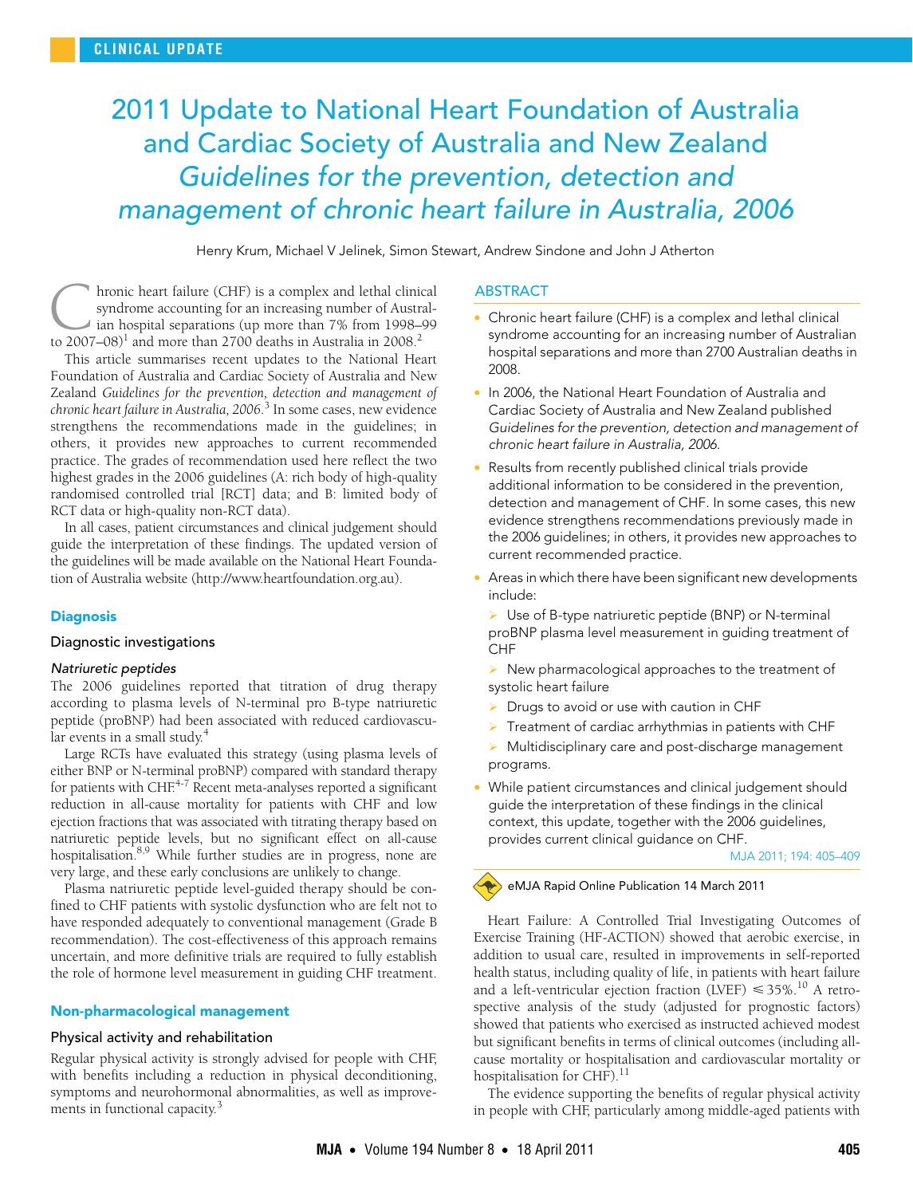CLINICAL UPDATE

# 2011 Update to National Heart Foundation of Australia and Cardiac Society of Australia and New Zealand *Guidelines for the prevention, detection and management of chronic heart failure in Australia, 2006*

Henry Krum, Michael V Jelinek, Simon Stewart, Andrew Sindone and John J Atherton

## ABSTRACT

- Chronic heart failure (CHF) is a complex and lethal clinical syndrome accounting for an increasing number of Australian hospital separations and more than 2700 Australian deaths in 2008.
- In 2006, the National Heart Foundation of Australia and Cardiac Society of Australia and New Zealand published *Guidelines for the prevention, detection and management of chronic heart failure in Australia, 2006*.
- Results from recently published clinical trials provide additional information to be considered in the prevention, detection and management of CHF. In some cases, this new evidence strengthens recommendations previously made in the 2006 guidelines; in others, it provides new approaches to current recommended practice.
- Areas in which there have been significant new developments include:
  - Use of B-type natriuretic peptide (BNP) or N-terminal proBNP plasma level measurement in guiding treatment of CHF
  - New pharmacological approaches to the treatment of systolic heart failure
  - Drugs to avoid or use with caution in CHF
  - Treatment of cardiac arrhythmias in patients with CHF
  - Multidisciplinary care and post-discharge management programs.
- While patient circumstances and clinical judgement should guide the interpretation of these findings in the clinical context, this update, together with the 2006 guidelines, provides current clinical guidance on CHF.

MJA 2011; 194: 405–409

eMJA Rapid Online Publication 14 March 2011

Chronic heart failure (CHF) is a complex and lethal clinical syndrome accounting for an increasing number of Australian hospital separations (up more than 7% from 1998–99 to 2007–08)[1] and more than 2700 deaths in Australia in 2008.[2]

This article summarises recent updates to the National Heart Foundation of Australia and Cardiac Society of Australia and New Zealand *Guidelines for the prevention, detection and management of chronic heart failure in Australia, 2006*.[3] In some cases, new evidence strengthens the recommendations made in the guidelines; in others, it provides new approaches to current recommended practice. The grades of recommendation used here reflect the two highest grades in the 2006 guidelines (A: rich body of high-quality randomised controlled trial [RCT] data; and B: limited body of RCT data or high-quality non-RCT data).

In all cases, patient circumstances and clinical judgement should guide the interpretation of these findings. The updated version of the guidelines will be made available on the National Heart Foundation of Australia website (http://www.heartfoundation.org.au).

## Diagnosis

### Diagnostic investigations

#### *Natriuretic peptides*

The 2006 guidelines reported that titration of drug therapy according to plasma levels of N-terminal pro B-type natriuretic peptide (proBNP) had been associated with reduced cardiovascular events in a small study.[4]

Large RCTs have evaluated this strategy (using plasma levels of either BNP or N-terminal proBNP) compared with standard therapy for patients with CHF.[4-7] Recent meta-analyses reported a significant reduction in all-cause mortality for patients with CHF and low ejection fractions that was associated with titrating therapy based on natriuretic peptide levels, but no significant effect on all-cause hospitalisation.[8,9] While further studies are in progress, none are very large, and these early conclusions are unlikely to change.

Plasma natriuretic peptide level-guided therapy should be confined to CHF patients with systolic dysfunction who are felt not to have responded adequately to conventional management (Grade B recommendation). The cost-effectiveness of this approach remains uncertain, and more definitive trials are required to fully establish the role of hormone level measurement in guiding CHF treatment.

## Non-pharmacological management

### Physical activity and rehabilitation

Regular physical activity is strongly advised for people with CHF, with benefits including a reduction in physical deconditioning, symptoms and neurohormonal abnormalities, as well as improvements in functional capacity.[3]

Heart Failure: A Controlled Trial Investigating Outcomes of Exercise Training (HF-ACTION) showed that aerobic exercise, in addition to usual care, resulted in improvements in self-reported health status, including quality of life, in patients with heart failure and a left-ventricular ejection fraction (LVEF) $\leqslant$ 35%.[10] A retrospective analysis of the study (adjusted for prognostic factors) showed that patients who exercised as instructed achieved modest but significant benefits in terms of clinical outcomes (including all-cause mortality or hospitalisation and cardiovascular mortality or hospitalisation for CHF).[11]

The evidence supporting the benefits of regular physical activity in people with CHF, particularly among middle-aged patients with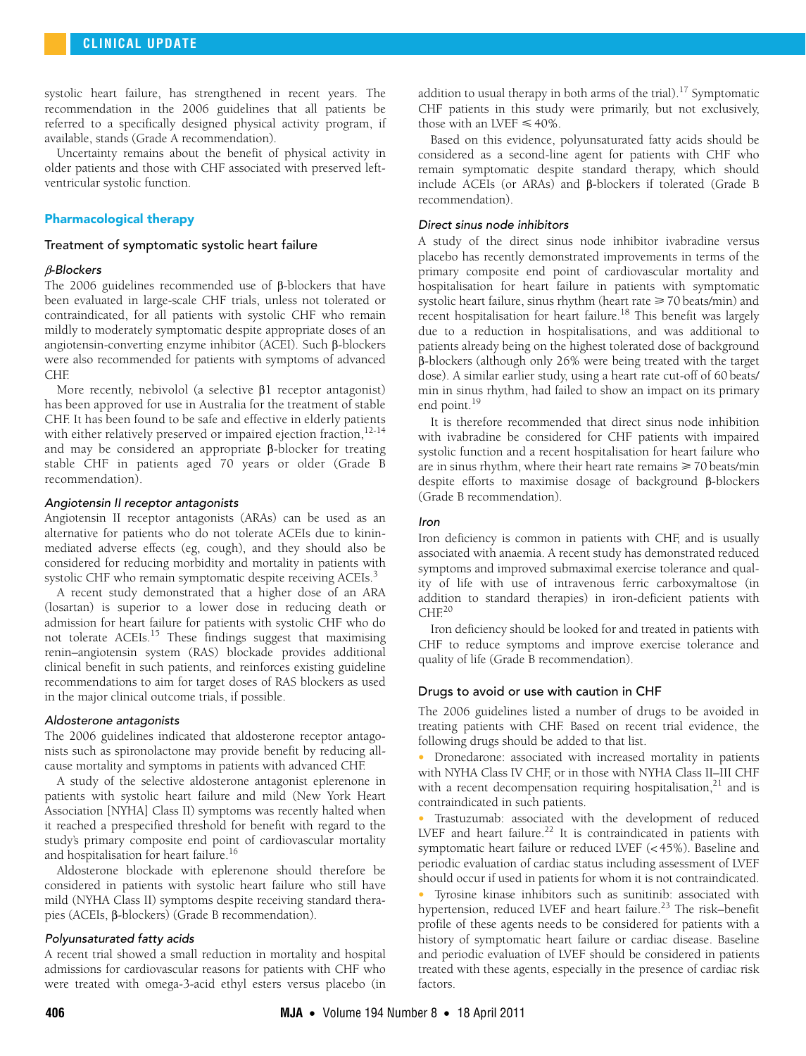systolic heart failure, has strengthened in recent years. The recommendation in the 2006 guidelines that all patients be referred to a specifically designed physical activity program, if available, stands (Grade A recommendation).

Uncertainty remains about the benefit of physical activity in older patients and those with CHF associated with preserved left-ventricular systolic function.

## Pharmacological therapy

### Treatment of symptomatic systolic heart failure

#### *β-Blockers*

The 2006 guidelines recommended use of β-blockers that have been evaluated in large-scale CHF trials, unless not tolerated or contraindicated, for all patients with systolic CHF who remain mildly to moderately symptomatic despite appropriate doses of an angiotensin-converting enzyme inhibitor (ACEI). Such β-blockers were also recommended for patients with symptoms of advanced CHF.

More recently, nebivolol (a selective β1 receptor antagonist) has been approved for use in Australia for the treatment of stable CHF. It has been found to be safe and effective in elderly patients with either relatively preserved or impaired ejection fraction,[12-14] and may be considered an appropriate β-blocker for treating stable CHF in patients aged 70 years or older (Grade B recommendation).

#### *Angiotensin II receptor antagonists*

Angiotensin II receptor antagonists (ARAs) can be used as an alternative for patients who do not tolerate ACEIs due to kinin-mediated adverse effects (eg, cough), and they should also be considered for reducing morbidity and mortality in patients with systolic CHF who remain symptomatic despite receiving ACEIs.[3]

A recent study demonstrated that a higher dose of an ARA (losartan) is superior to a lower dose in reducing death or admission for heart failure for patients with systolic CHF who do not tolerate ACEIs.[15] These findings suggest that maximising renin–angiotensin system (RAS) blockade provides additional clinical benefit in such patients, and reinforces existing guideline recommendations to aim for target doses of RAS blockers as used in the major clinical outcome trials, if possible.

#### *Aldosterone antagonists*

The 2006 guidelines indicated that aldosterone receptor antagonists such as spironolactone may provide benefit by reducing all-cause mortality and symptoms in patients with advanced CHF.

A study of the selective aldosterone antagonist eplerenone in patients with systolic heart failure and mild (New York Heart Association [NYHA] Class II) symptoms was recently halted when it reached a prespecified threshold for benefit with regard to the study's primary composite end point of cardiovascular mortality and hospitalisation for heart failure.[16]

Aldosterone blockade with eplerenone should therefore be considered in patients with systolic heart failure who still have mild (NYHA Class II) symptoms despite receiving standard therapies (ACEIs, β-blockers) (Grade B recommendation).

#### *Polyunsaturated fatty acids*

A recent trial showed a small reduction in mortality and hospital admissions for cardiovascular reasons for patients with CHF who were treated with omega-3-acid ethyl esters versus placebo (in addition to usual therapy in both arms of the trial).[17] Symptomatic CHF patients in this study were primarily, but not exclusively, those with an LVEF ≤ 40%.

Based on this evidence, polyunsaturated fatty acids should be considered as a second-line agent for patients with CHF who remain symptomatic despite standard therapy, which should include ACEIs (or ARAs) and β-blockers if tolerated (Grade B recommendation).

#### *Direct sinus node inhibitors*

A study of the direct sinus node inhibitor ivabradine versus placebo has recently demonstrated improvements in terms of the primary composite end point of cardiovascular mortality and hospitalisation for heart failure in patients with symptomatic systolic heart failure, sinus rhythm (heart rate ≥ 70 beats/min) and recent hospitalisation for heart failure.[18] This benefit was largely due to a reduction in hospitalisations, and was additional to patients already being on the highest tolerated dose of background β-blockers (although only 26% were being treated with the target dose). A similar earlier study, using a heart rate cut-off of 60 beats/min in sinus rhythm, had failed to show an impact on its primary end point.[19]

It is therefore recommended that direct sinus node inhibition with ivabradine be considered for CHF patients with impaired systolic function and a recent hospitalisation for heart failure who are in sinus rhythm, where their heart rate remains ≥ 70 beats/min despite efforts to maximise dosage of background β-blockers (Grade B recommendation).

#### *Iron*

Iron deficiency is common in patients with CHF, and is usually associated with anaemia. A recent study has demonstrated reduced symptoms and improved submaximal exercise tolerance and quality of life with use of intravenous ferric carboxymaltose (in addition to standard therapies) in iron-deficient patients with CHF.[20]

Iron deficiency should be looked for and treated in patients with CHF to reduce symptoms and improve exercise tolerance and quality of life (Grade B recommendation).

### Drugs to avoid or use with caution in CHF

The 2006 guidelines listed a number of drugs to be avoided in treating patients with CHF. Based on recent trial evidence, the following drugs should be added to that list.

- Dronedarone: associated with increased mortality in patients with NYHA Class IV CHF, or in those with NYHA Class II–III CHF with a recent decompensation requiring hospitalisation,[21] and is contraindicated in such patients.
- Trastuzumab: associated with the development of reduced LVEF and heart failure.[22] It is contraindicated in patients with symptomatic heart failure or reduced LVEF (< 45%). Baseline and periodic evaluation of cardiac status including assessment of LVEF should occur if used in patients for whom it is not contraindicated.
- Tyrosine kinase inhibitors such as sunitinib: associated with hypertension, reduced LVEF and heart failure.[23] The risk–benefit profile of these agents needs to be considered for patients with a history of symptomatic heart failure or cardiac disease. Baseline and periodic evaluation of LVEF should be considered in patients treated with these agents, especially in the presence of cardiac risk factors.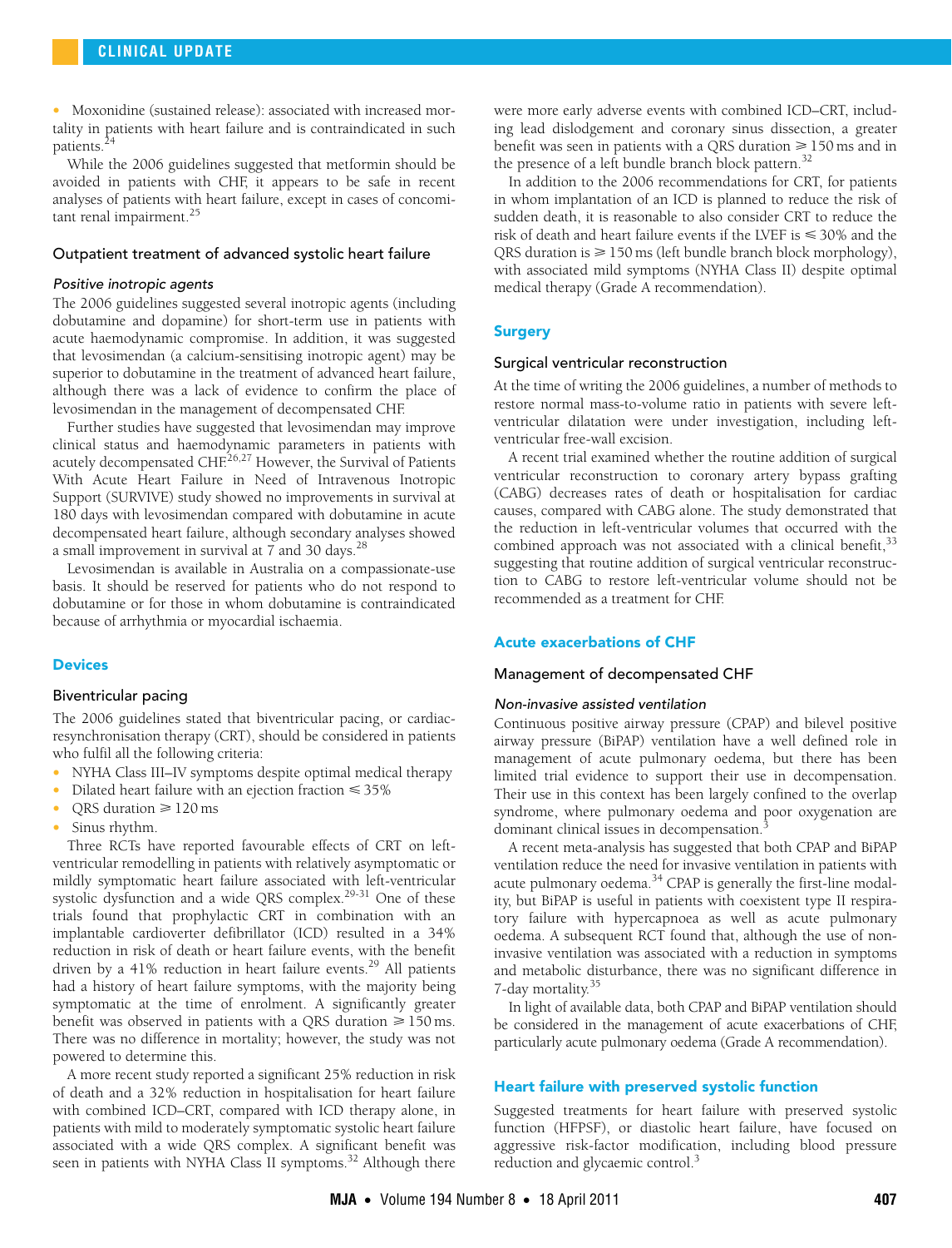- Moxonidine (sustained release): associated with increased mortality in patients with heart failure and is contraindicated in such patients.[24]

While the 2006 guidelines suggested that metformin should be avoided in patients with CHF, it appears to be safe in recent analyses of patients with heart failure, except in cases of concomitant renal impairment.[25]

### Outpatient treatment of advanced systolic heart failure

#### *Positive inotropic agents*

The 2006 guidelines suggested several inotropic agents (including dobutamine and dopamine) for short-term use in patients with acute haemodynamic compromise. In addition, it was suggested that levosimendan (a calcium-sensitising inotropic agent) may be superior to dobutamine in the treatment of advanced heart failure, although there was a lack of evidence to confirm the place of levosimendan in the management of decompensated CHF.

Further studies have suggested that levosimendan may improve clinical status and haemodynamic parameters in patients with acutely decompensated CHF.[26,27] However, the Survival of Patients With Acute Heart Failure in Need of Intravenous Inotropic Support (SURVIVE) study showed no improvements in survival at 180 days with levosimendan compared with dobutamine in acute decompensated heart failure, although secondary analyses showed a small improvement in survival at 7 and 30 days.[28]

Levosimendan is available in Australia on a compassionate-use basis. It should be reserved for patients who do not respond to dobutamine or for those in whom dobutamine is contraindicated because of arrhythmia or myocardial ischaemia.

## Devices

### Biventricular pacing

The 2006 guidelines stated that biventricular pacing, or cardiac-resynchronisation therapy (CRT), should be considered in patients who fulfil all the following criteria:

- NYHA Class III–IV symptoms despite optimal medical therapy
- Dilated heart failure with an ejection fraction ⩽ 35%
- QRS duration ⩾ 120 ms
- Sinus rhythm.

Three RCTs have reported favourable effects of CRT on left-ventricular remodelling in patients with relatively asymptomatic or mildly symptomatic heart failure associated with left-ventricular systolic dysfunction and a wide QRS complex.[29-31] One of these trials found that prophylactic CRT in combination with an implantable cardioverter defibrillator (ICD) resulted in a 34% reduction in risk of death or heart failure events, with the benefit driven by a 41% reduction in heart failure events.[29] All patients had a history of heart failure symptoms, with the majority being symptomatic at the time of enrolment. A significantly greater benefit was observed in patients with a QRS duration ⩾ 150 ms. There was no difference in mortality; however, the study was not powered to determine this.

A more recent study reported a significant 25% reduction in risk of death and a 32% reduction in hospitalisation for heart failure with combined ICD–CRT, compared with ICD therapy alone, in patients with mild to moderately symptomatic systolic heart failure associated with a wide QRS complex. A significant benefit was seen in patients with NYHA Class II symptoms.[32] Although there were more early adverse events with combined ICD–CRT, including lead dislodgement and coronary sinus dissection, a greater benefit was seen in patients with a QRS duration ⩾ 150 ms and in the presence of a left bundle branch block pattern.[32]

In addition to the 2006 recommendations for CRT, for patients in whom implantation of an ICD is planned to reduce the risk of sudden death, it is reasonable to also consider CRT to reduce the risk of death and heart failure events if the LVEF is ⩽ 30% and the QRS duration is ⩾ 150 ms (left bundle branch block morphology), with associated mild symptoms (NYHA Class II) despite optimal medical therapy (Grade A recommendation).

## Surgery

### Surgical ventricular reconstruction

At the time of writing the 2006 guidelines, a number of methods to restore normal mass-to-volume ratio in patients with severe left-ventricular dilatation were under investigation, including left-ventricular free-wall excision.

A recent trial examined whether the routine addition of surgical ventricular reconstruction to coronary artery bypass grafting (CABG) decreases rates of death or hospitalisation for cardiac causes, compared with CABG alone. The study demonstrated that the reduction in left-ventricular volumes that occurred with the combined approach was not associated with a clinical benefit,[33] suggesting that routine addition of surgical ventricular reconstruction to CABG to restore left-ventricular volume should not be recommended as a treatment for CHF.

## Acute exacerbations of CHF

### Management of decompensated CHF

#### *Non-invasive assisted ventilation*

Continuous positive airway pressure (CPAP) and bilevel positive airway pressure (BiPAP) ventilation have a well defined role in management of acute pulmonary oedema, but there has been limited trial evidence to support their use in decompensation. Their use in this context has been largely confined to the overlap syndrome, where pulmonary oedema and poor oxygenation are dominant clinical issues in decompensation.[3]

A recent meta-analysis has suggested that both CPAP and BiPAP ventilation reduce the need for invasive ventilation in patients with acute pulmonary oedema.[34] CPAP is generally the first-line modality, but BiPAP is useful in patients with coexistent type II respiratory failure with hypercapnoea as well as acute pulmonary oedema. A subsequent RCT found that, although the use of non-invasive ventilation was associated with a reduction in symptoms and metabolic disturbance, there was no significant difference in 7-day mortality.[35]

In light of available data, both CPAP and BiPAP ventilation should be considered in the management of acute exacerbations of CHF, particularly acute pulmonary oedema (Grade A recommendation).

## Heart failure with preserved systolic function

Suggested treatments for heart failure with preserved systolic function (HFPSF), or diastolic heart failure, have focused on aggressive risk-factor modification, including blood pressure reduction and glycaemic control.[3]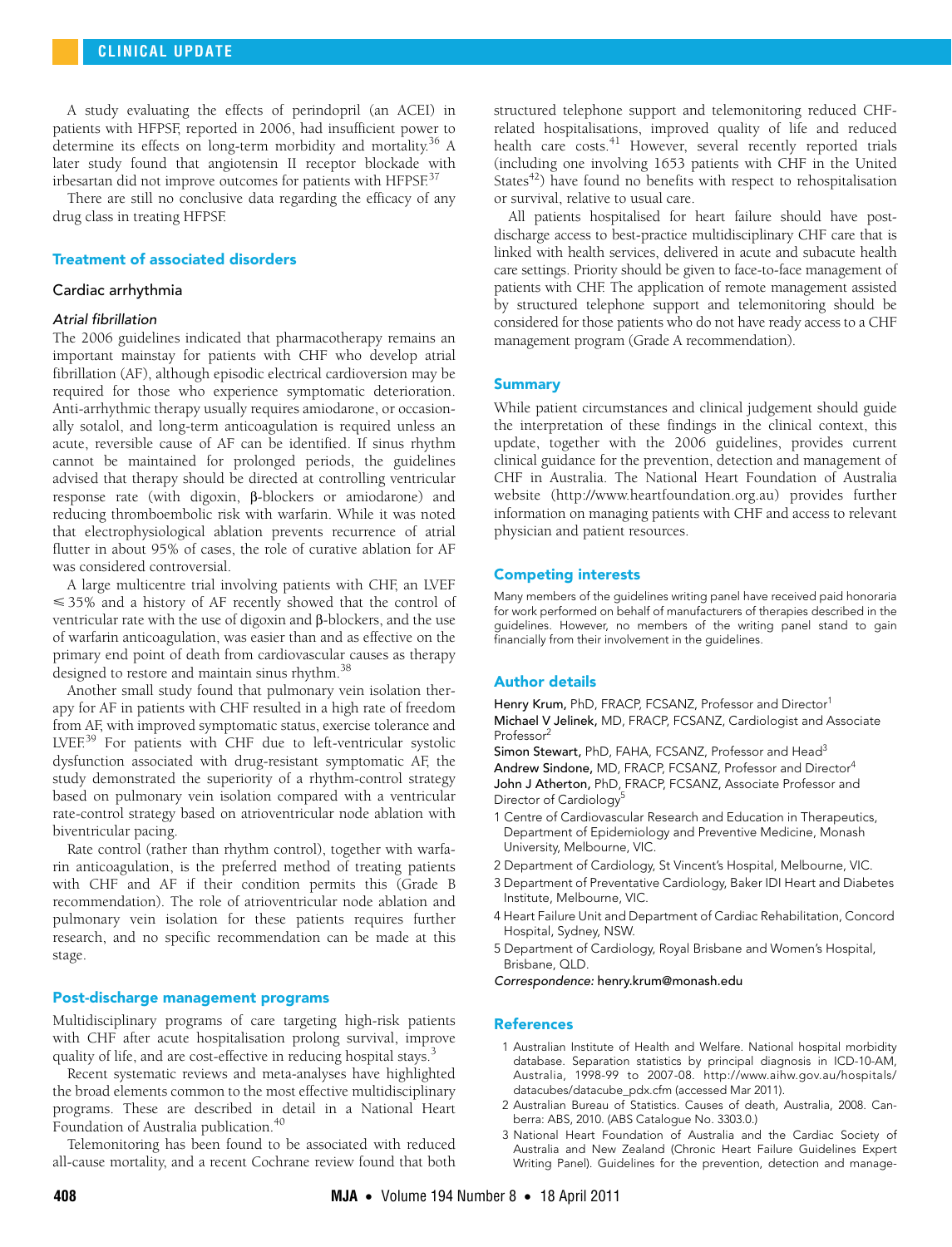A study evaluating the effects of perindopril (an ACEI) in patients with HFPSF, reported in 2006, had insufficient power to determine its effects on long-term morbidity and mortality.[36] A later study found that angiotensin II receptor blockade with irbesartan did not improve outcomes for patients with HFPSF.[37]

There are still no conclusive data regarding the efficacy of any drug class in treating HFPSF.

## Treatment of associated disorders

### Cardiac arrhythmia

#### *Atrial fibrillation*

The 2006 guidelines indicated that pharmacotherapy remains an important mainstay for patients with CHF who develop atrial fibrillation (AF), although episodic electrical cardioversion may be required for those who experience symptomatic deterioration. Anti-arrhythmic therapy usually requires amiodarone, or occasionally sotalol, and long-term anticoagulation is required unless an acute, reversible cause of AF can be identified. If sinus rhythm cannot be maintained for prolonged periods, the guidelines advised that therapy should be directed at controlling ventricular response rate (with digoxin, β-blockers or amiodarone) and reducing thromboembolic risk with warfarin. While it was noted that electrophysiological ablation prevents recurrence of atrial flutter in about 95% of cases, the role of curative ablation for AF was considered controversial.

A large multicentre trial involving patients with CHF, an LVEF $\leqslant$ 35% and a history of AF recently showed that the control of ventricular rate with the use of digoxin and β-blockers, and the use of warfarin anticoagulation, was easier than and as effective on the primary end point of death from cardiovascular causes as therapy designed to restore and maintain sinus rhythm.[38]

Another small study found that pulmonary vein isolation therapy for AF in patients with CHF resulted in a high rate of freedom from AF, with improved symptomatic status, exercise tolerance and LVEF.[39] For patients with CHF due to left-ventricular systolic dysfunction associated with drug-resistant symptomatic AF, the study demonstrated the superiority of a rhythm-control strategy based on pulmonary vein isolation compared with a ventricular rate-control strategy based on atrioventricular node ablation with biventricular pacing.

Rate control (rather than rhythm control), together with warfarin anticoagulation, is the preferred method of treating patients with CHF and AF if their condition permits this (Grade B recommendation). The role of atrioventricular node ablation and pulmonary vein isolation for these patients requires further research, and no specific recommendation can be made at this stage.

## Post-discharge management programs

Multidisciplinary programs of care targeting high-risk patients with CHF after acute hospitalisation prolong survival, improve quality of life, and are cost-effective in reducing hospital stays.[3]

Recent systematic reviews and meta-analyses have highlighted the broad elements common to the most effective multidisciplinary programs. These are described in detail in a National Heart Foundation of Australia publication.[40]

Telemonitoring has been found to be associated with reduced all-cause mortality, and a recent Cochrane review found that both structured telephone support and telemonitoring reduced CHF-related hospitalisations, improved quality of life and reduced health care costs.[41] However, several recently reported trials (including one involving 1653 patients with CHF in the United States[42]) have found no benefits with respect to rehospitalisation or survival, relative to usual care.

All patients hospitalised for heart failure should have post-discharge access to best-practice multidisciplinary CHF care that is linked with health services, delivered in acute and subacute health care settings. Priority should be given to face-to-face management of patients with CHF. The application of remote management assisted by structured telephone support and telemonitoring should be considered for those patients who do not have ready access to a CHF management program (Grade A recommendation).

## Summary

While patient circumstances and clinical judgement should guide the interpretation of these findings in the clinical context, this update, together with the 2006 guidelines, provides current clinical guidance for the prevention, detection and management of CHF in Australia. The National Heart Foundation of Australia website (http://www.heartfoundation.org.au) provides further information on managing patients with CHF and access to relevant physician and patient resources.

## Competing interests

Many members of the guidelines writing panel have received paid honoraria for work performed on behalf of manufacturers of therapies described in the guidelines. However, no members of the writing panel stand to gain financially from their involvement in the guidelines.

## Author details

**Henry Krum**, PhD, FRACP, FCSANZ, Professor and Director[1]
**Michael V Jelinek**, MD, FRACP, FCSANZ, Cardiologist and Associate Professor[2]
**Simon Stewart**, PhD, FAHA, FCSANZ, Professor and Head[3]
**Andrew Sindone**, MD, FRACP, FCSANZ, Professor and Director[4]
**John J Atherton**, PhD, FRACP, FCSANZ, Associate Professor and Director of Cardiology[5]

1 Centre of Cardiovascular Research and Education in Therapeutics, Department of Epidemiology and Preventive Medicine, Monash University, Melbourne, VIC.
2 Department of Cardiology, St Vincent's Hospital, Melbourne, VIC.
3 Department of Preventative Cardiology, Baker IDI Heart and Diabetes Institute, Melbourne, VIC.
4 Heart Failure Unit and Department of Cardiac Rehabilitation, Concord Hospital, Sydney, NSW.
5 Department of Cardiology, Royal Brisbane and Women's Hospital, Brisbane, QLD.

*Correspondence:* henry.krum@monash.edu

## References

1. Australian Institute of Health and Welfare. National hospital morbidity database. Separation statistics by principal diagnosis in ICD-10-AM, Australia, 1998-99 to 2007-08. http://www.aihw.gov.au/hospitals/datacubes/datacube_pdx.cfm (accessed Mar 2011).
2. Australian Bureau of Statistics. Causes of death, Australia, 2008. Canberra: ABS, 2010. (ABS Catalogue No. 3303.0.)
3. National Heart Foundation of Australia and the Cardiac Society of Australia and New Zealand (Chronic Heart Failure Guidelines Expert Writing Panel). Guidelines for the prevention, detection and manage-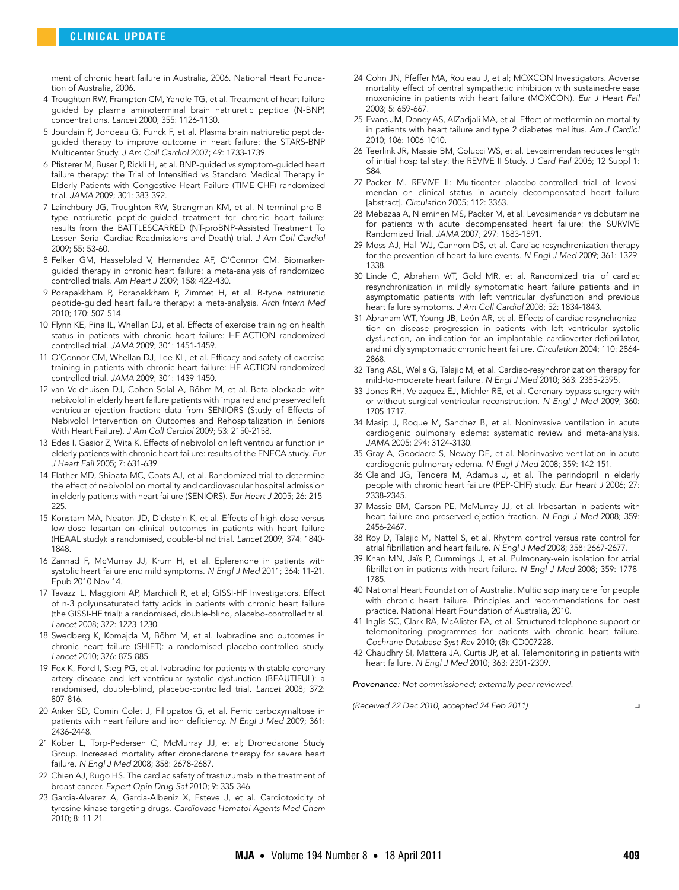ment of chronic heart failure in Australia, 2006. National Heart Foundation of Australia, 2006.

4 Troughton RW, Frampton CM, Yandle TG, et al. Treatment of heart failure guided by plasma aminoterminal brain natriuretic peptide (N-BNP) concentrations. *Lancet* 2000; 355: 1126-1130.

5 Jourdain P, Jondeau G, Funck F, et al. Plasma brain natriuretic peptide-guided therapy to improve outcome in heart failure: the STARS-BNP Multicenter Study. *J Am Coll Cardiol* 2007; 49: 1733-1739.

6 Pfisterer M, Buser P, Rickli H, et al. BNP-guided vs symptom-guided heart failure therapy: the Trial of Intensified vs Standard Medical Therapy in Elderly Patients with Congestive Heart Failure (TIME-CHF) randomized trial. *JAMA* 2009; 301: 383-392.

7 Lainchbury JG, Troughton RW, Strangman KM, et al. N-terminal pro-B-type natriuretic peptide-guided treatment for chronic heart failure: results from the BATTLESCARRED (NT-proBNP-Assisted Treatment To Lessen Serial Cardiac Readmissions and Death) trial. *J Am Coll Cardiol* 2009; 55: 53-60.

8 Felker GM, Hasselblad V, Hernandez AF, O'Connor CM. Biomarker-guided therapy in chronic heart failure: a meta-analysis of randomized controlled trials. *Am Heart J* 2009; 158: 422-430.

9 Porapakkham P, Porapakkham P, Zimmet H, et al. B-type natriuretic peptide-guided heart failure therapy: a meta-analysis. *Arch Intern Med* 2010; 170: 507-514.

10 Flynn KE, Pina IL, Whellan DJ, et al. Effects of exercise training on health status in patients with chronic heart failure: HF-ACTION randomized controlled trial. *JAMA* 2009; 301: 1451-1459.

11 O'Connor CM, Whellan DJ, Lee KL, et al. Efficacy and safety of exercise training in patients with chronic heart failure: HF-ACTION randomized controlled trial. *JAMA* 2009; 301: 1439-1450.

12 van Veldhuisen DJ, Cohen-Solal A, Böhm M, et al. Beta-blockade with nebivolol in elderly heart failure patients with impaired and preserved left ventricular ejection fraction: data from SENIORS (Study of Effects of Nebivolol Intervention on Outcomes and Rehospitalization in Seniors With Heart Failure). *J Am Coll Cardiol* 2009; 53: 2150-2158.

13 Edes I, Gasior Z, Wita K. Effects of nebivolol on left ventricular function in elderly patients with chronic heart failure: results of the ENECA study. *Eur J Heart Fail* 2005; 7: 631-639.

14 Flather MD, Shibata MC, Coats AJ, et al. Randomized trial to determine the effect of nebivolol on mortality and cardiovascular hospital admission in elderly patients with heart failure (SENIORS). *Eur Heart J* 2005; 26: 215-225.

15 Konstam MA, Neaton JD, Dickstein K, et al. Effects of high-dose versus low-dose losartan on clinical outcomes in patients with heart failure (HEAAL study): a randomised, double-blind trial. *Lancet* 2009; 374: 1840-1848.

16 Zannad F, McMurray JJ, Krum H, et al. Eplerenone in patients with systolic heart failure and mild symptoms. *N Engl J Med* 2011; 364: 11-21. Epub 2010 Nov 14.

17 Tavazzi L, Maggioni AP, Marchioli R, et al; GISSI-HF Investigators. Effect of n-3 polyunsaturated fatty acids in patients with chronic heart failure (the GISSI-HF trial): a randomised, double-blind, placebo-controlled trial. *Lancet* 2008; 372: 1223-1230.

18 Swedberg K, Komajda M, Böhm M, et al. Ivabradine and outcomes in chronic heart failure (SHIFT): a randomised placebo-controlled study. *Lancet* 2010; 376: 875-885.

19 Fox K, Ford I, Steg PG, et al. Ivabradine for patients with stable coronary artery disease and left-ventricular systolic dysfunction (BEAUTIFUL): a randomised, double-blind, placebo-controlled trial. *Lancet* 2008; 372: 807-816.

20 Anker SD, Comin Colet J, Filippatos G, et al. Ferric carboxymaltose in patients with heart failure and iron deficiency. *N Engl J Med* 2009; 361: 2436-2448.

21 Kober L, Torp-Pedersen C, McMurray JJ, et al; Dronedarone Study Group. Increased mortality after dronedarone therapy for severe heart failure. *N Engl J Med* 2008; 358: 2678-2687.

22 Chien AJ, Rugo HS. The cardiac safety of trastuzumab in the treatment of breast cancer. *Expert Opin Drug Saf* 2010; 9: 335-346.

23 Garcia-Alvarez A, Garcia-Albeniz X, Esteve J, et al. Cardiotoxicity of tyrosine-kinase-targeting drugs. *Cardiovasc Hematol Agents Med Chem* 2010; 8: 11-21.

24 Cohn JN, Pfeffer MA, Rouleau J, et al; MOXCON Investigators. Adverse mortality effect of central sympathetic inhibition with sustained-release moxonidine in patients with heart failure (MOXCON). *Eur J Heart Fail* 2003; 5: 659-667.

25 Evans JM, Doney AS, AlZadjali MA, et al. Effect of metformin on mortality in patients with heart failure and type 2 diabetes mellitus. *Am J Cardiol* 2010; 106: 1006-1010.

26 Teerlink JR, Massie BM, Colucci WS, et al. Levosimendan reduces length of initial hospital stay: the REVIVE II Study. *J Card Fail* 2006; 12 Suppl 1: S84.

27 Packer M. REVIVE II: Multicenter placebo-controlled trial of levosimendan on clinical status in acutely decompensated heart failure [abstract]. *Circulation* 2005; 112: 3363.

28 Mebazaa A, Nieminen MS, Packer M, et al. Levosimendan vs dobutamine for patients with acute decompensated heart failure: the SURVIVE Randomized Trial. *JAMA* 2007; 297: 1883-1891.

29 Moss AJ, Hall WJ, Cannom DS, et al. Cardiac-resynchronization therapy for the prevention of heart-failure events. *N Engl J Med* 2009; 361: 1329-1338.

30 Linde C, Abraham WT, Gold MR, et al. Randomized trial of cardiac resynchronization in mildly symptomatic heart failure patients and in asymptomatic patients with left ventricular dysfunction and previous heart failure symptoms. *J Am Coll Cardiol* 2008; 52: 1834-1843.

31 Abraham WT, Young JB, León AR, et al. Effects of cardiac resynchronization on disease progression in patients with left ventricular systolic dysfunction, an indication for an implantable cardioverter-defibrillator, and mildly symptomatic chronic heart failure. *Circulation* 2004; 110: 2864-2868.

32 Tang ASL, Wells G, Talajic M, et al. Cardiac-resynchronization therapy for mild-to-moderate heart failure. *N Engl J Med* 2010; 363: 2385-2395.

33 Jones RH, Velazquez EJ, Michler RE, et al. Coronary bypass surgery with or without surgical ventricular reconstruction. *N Engl J Med* 2009; 360: 1705-1717.

34 Masip J, Roque M, Sanchez B, et al. Noninvasive ventilation in acute cardiogenic pulmonary edema: systematic review and meta-analysis. *JAMA* 2005; 294: 3124-3130.

35 Gray A, Goodacre S, Newby DE, et al. Noninvasive ventilation in acute cardiogenic pulmonary edema. *N Engl J Med* 2008; 359: 142-151.

36 Cleland JG, Tendera M, Adamus J, et al. The perindopril in elderly people with chronic heart failure (PEP-CHF) study. *Eur Heart J* 2006; 27: 2338-2345.

37 Massie BM, Carson PE, McMurray JJ, et al. Irbesartan in patients with heart failure and preserved ejection fraction. *N Engl J Med* 2008; 359: 2456-2467.

38 Roy D, Talajic M, Nattel S, et al. Rhythm control versus rate control for atrial fibrillation and heart failure. *N Engl J Med* 2008; 358: 2667-2677.

39 Khan MN, Jaïs P, Cummings J, et al. Pulmonary-vein isolation for atrial fibrillation in patients with heart failure. *N Engl J Med* 2008; 359: 1778-1785.

40 National Heart Foundation of Australia. Multidisciplinary care for people with chronic heart failure. Principles and recommendations for best practice. National Heart Foundation of Australia, 2010.

41 Inglis SC, Clark RA, McAlister FA, et al. Structured telephone support or telemonitoring programmes for patients with chronic heart failure. *Cochrane Database Syst Rev* 2010; (8): CD007228.

42 Chaudhry SI, Mattera JA, Curtis JP, et al. Telemonitoring in patients with heart failure. *N Engl J Med* 2010; 363: 2301-2309.

*Provenance:* *Not commissioned; externally peer reviewed.*

*(Received 22 Dec 2010, accepted 24 Feb 2011)*